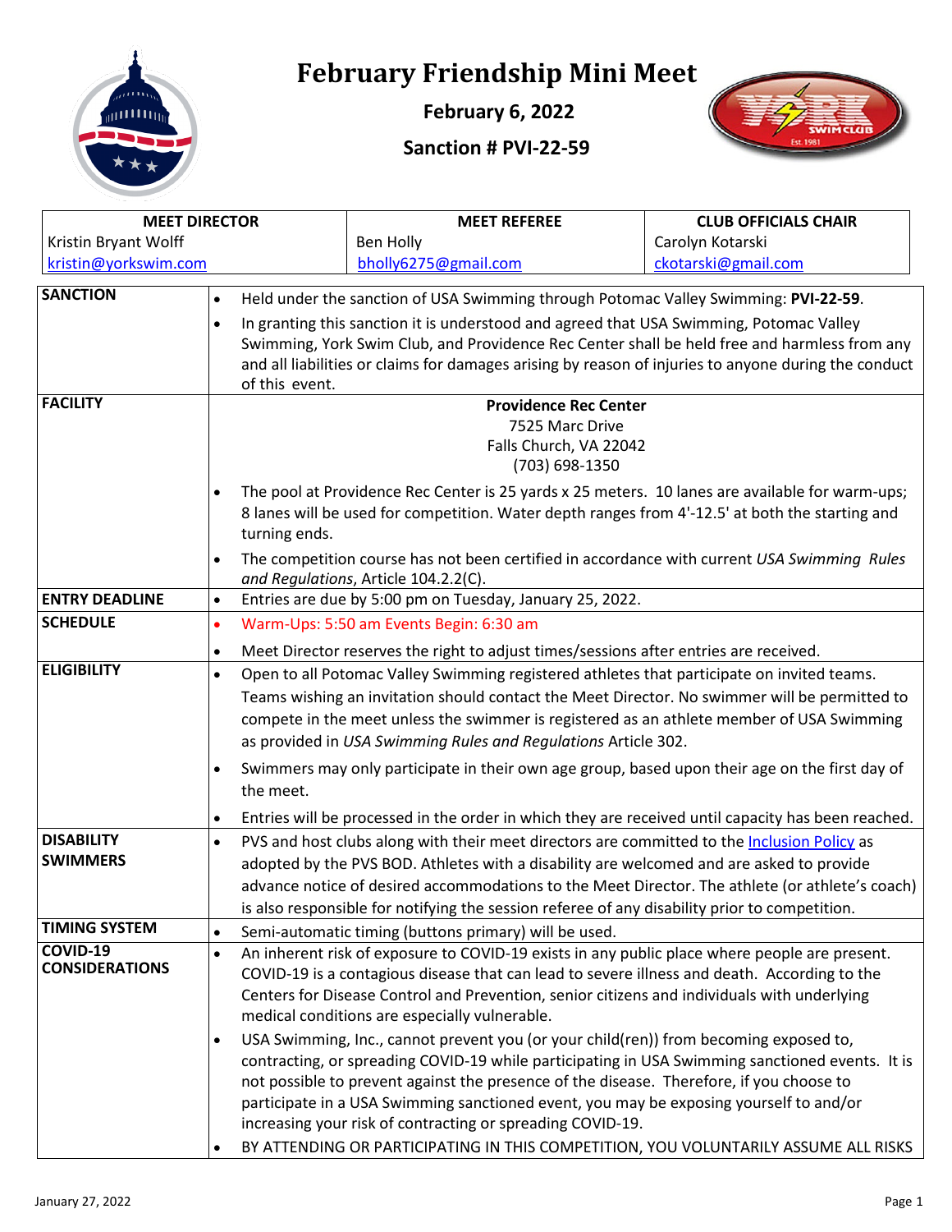# February Friendship Mini Meet

**February 6, 2022**

**Sanction # PVI-22-59**

| MEET DIRECTOR | MEET REFEREE | CLUB OFFICIALS CHAIR |
|---|---|---|
| Kristin Bryant Wolff | Ben Holly | Carolyn Kotarski |
| kristin@yorkswim.com | bholly6275@gmail.com | ckotarski@gmail.com |

| | |
|---|---|
| **SANCTION** | • Held under the sanction of USA Swimming through Potomac Valley Swimming: **PVI-22-59**.<br>• In granting this sanction it is understood and agreed that USA Swimming, Potomac Valley Swimming, York Swim Club, and Providence Rec Center shall be held free and harmless from any and all liabilities or claims for damages arising by reason of injuries to anyone during the conduct of this event. |
| **FACILITY** | **Providence Rec Center**<br>7525 Marc Drive<br>Falls Church, VA 22042<br>(703) 698-1350<br>• The pool at Providence Rec Center is 25 yards x 25 meters. 10 lanes are available for warm-ups; 8 lanes will be used for competition. Water depth ranges from 4'-12.5' at both the starting and turning ends.<br>• The competition course has not been certified in accordance with current *USA Swimming Rules and Regulations*, Article 104.2.2(C). |
| **ENTRY DEADLINE** | • Entries are due by 5:00 pm on Tuesday, January 25, 2022. |
| **SCHEDULE** | • Warm-Ups: 5:50 am Events Begin: 6:30 am<br>• Meet Director reserves the right to adjust times/sessions after entries are received. |
| **ELIGIBILITY** | • Open to all Potomac Valley Swimming registered athletes that participate on invited teams. Teams wishing an invitation should contact the Meet Director. No swimmer will be permitted to compete in the meet unless the swimmer is registered as an athlete member of USA Swimming as provided in *USA Swimming Rules and Regulations* Article 302.<br>• Swimmers may only participate in their own age group, based upon their age on the first day of the meet.<br>• Entries will be processed in the order in which they are received until capacity has been reached. |
| **DISABILITY SWIMMERS** | • PVS and host clubs along with their meet directors are committed to the Inclusion Policy as adopted by the PVS BOD. Athletes with a disability are welcomed and are asked to provide advance notice of desired accommodations to the Meet Director. The athlete (or athlete's coach) is also responsible for notifying the session referee of any disability prior to competition. |
| **TIMING SYSTEM** | • Semi-automatic timing (buttons primary) will be used. |
| **COVID-19 CONSIDERATIONS** | • An inherent risk of exposure to COVID-19 exists in any public place where people are present. COVID-19 is a contagious disease that can lead to severe illness and death. According to the Centers for Disease Control and Prevention, senior citizens and individuals with underlying medical conditions are especially vulnerable.<br>• USA Swimming, Inc., cannot prevent you (or your child(ren)) from becoming exposed to, contracting, or spreading COVID-19 while participating in USA Swimming sanctioned events. It is not possible to prevent against the presence of the disease. Therefore, if you choose to participate in a USA Swimming sanctioned event, you may be exposing yourself to and/or increasing your risk of contracting or spreading COVID-19.<br>• BY ATTENDING OR PARTICIPATING IN THIS COMPETITION, YOU VOLUNTARILY ASSUME ALL RISKS |

January 27, 2022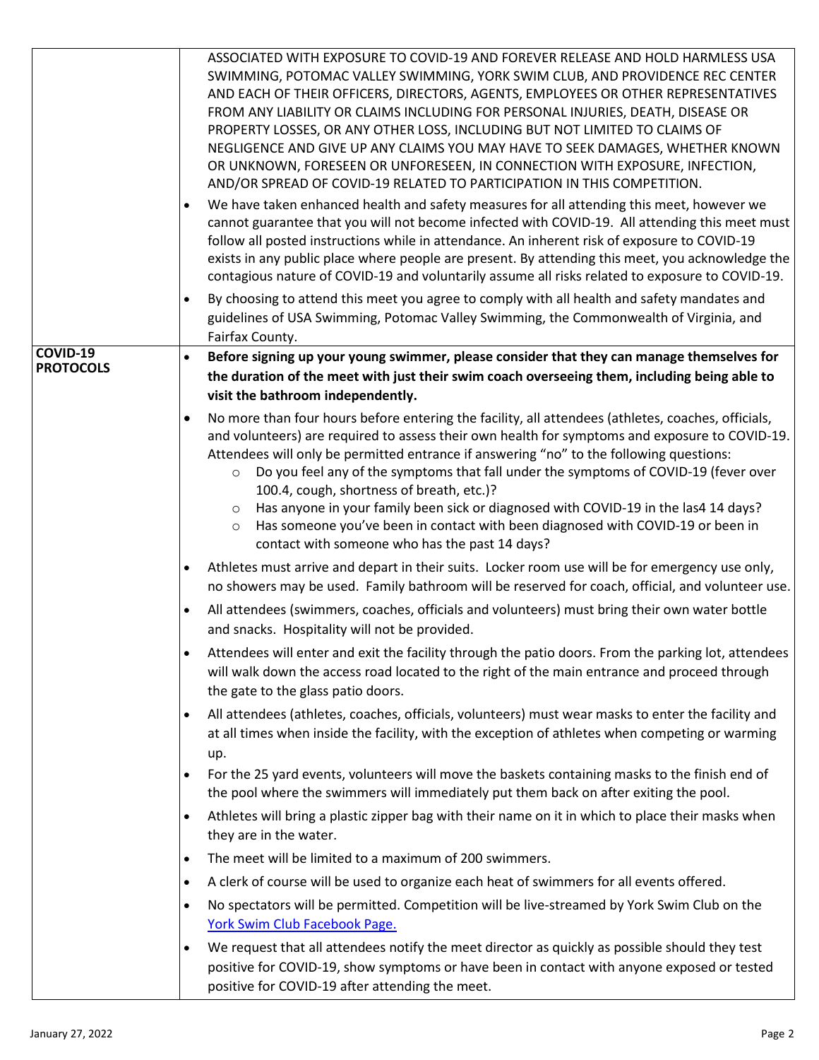| | |
|---|---|
| | ASSOCIATED WITH EXPOSURE TO COVID-19 AND FOREVER RELEASE AND HOLD HARMLESS USA SWIMMING, POTOMAC VALLEY SWIMMING, YORK SWIM CLUB, AND PROVIDENCE REC CENTER AND EACH OF THEIR OFFICERS, DIRECTORS, AGENTS, EMPLOYEES OR OTHER REPRESENTATIVES FROM ANY LIABILITY OR CLAIMS INCLUDING FOR PERSONAL INJURIES, DEATH, DISEASE OR PROPERTY LOSSES, OR ANY OTHER LOSS, INCLUDING BUT NOT LIMITED TO CLAIMS OF NEGLIGENCE AND GIVE UP ANY CLAIMS YOU MAY HAVE TO SEEK DAMAGES, WHETHER KNOWN OR UNKNOWN, FORESEEN OR UNFORESEEN, IN CONNECTION WITH EXPOSURE, INFECTION, AND/OR SPREAD OF COVID-19 RELATED TO PARTICIPATION IN THIS COMPETITION.<br>• We have taken enhanced health and safety measures for all attending this meet, however we cannot guarantee that you will not become infected with COVID-19. All attending this meet must follow all posted instructions while in attendance. An inherent risk of exposure to COVID-19 exists in any public place where people are present. By attending this meet, you acknowledge the contagious nature of COVID-19 and voluntarily assume all risks related to exposure to COVID-19.<br>• By choosing to attend this meet you agree to comply with all health and safety mandates and guidelines of USA Swimming, Potomac Valley Swimming, the Commonwealth of Virginia, and Fairfax County. |
| **COVID-19 PROTOCOLS** | • **Before signing up your young swimmer, please consider that they can manage themselves for the duration of the meet with just their swim coach overseeing them, including being able to visit the bathroom independently.**<br>• No more than four hours before entering the facility, all attendees (athletes, coaches, officials, and volunteers) are required to assess their own health for symptoms and exposure to COVID-19. Attendees will only be permitted entrance if answering "no" to the following questions:<br>&nbsp;&nbsp;○ Do you feel any of the symptoms that fall under the symptoms of COVID-19 (fever over 100.4, cough, shortness of breath, etc.)?<br>&nbsp;&nbsp;○ Has anyone in your family been sick or diagnosed with COVID-19 in the las4 14 days?<br>&nbsp;&nbsp;○ Has someone you've been in contact with been diagnosed with COVID-19 or been in contact with someone who has the past 14 days?<br>• Athletes must arrive and depart in their suits. Locker room use will be for emergency use only, no showers may be used. Family bathroom will be reserved for coach, official, and volunteer use.<br>• All attendees (swimmers, coaches, officials and volunteers) must bring their own water bottle and snacks. Hospitality will not be provided.<br>• Attendees will enter and exit the facility through the patio doors. From the parking lot, attendees will walk down the access road located to the right of the main entrance and proceed through the gate to the glass patio doors.<br>• All attendees (athletes, coaches, officials, volunteers) must wear masks to enter the facility and at all times when inside the facility, with the exception of athletes when competing or warming up.<br>• For the 25 yard events, volunteers will move the baskets containing masks to the finish end of the pool where the swimmers will immediately put them back on after exiting the pool.<br>• Athletes will bring a plastic zipper bag with their name on it in which to place their masks when they are in the water.<br>• The meet will be limited to a maximum of 200 swimmers.<br>• A clerk of course will be used to organize each heat of swimmers for all events offered.<br>• No spectators will be permitted. Competition will be live-streamed by York Swim Club on the [York Swim Club Facebook Page.]<br>• We request that all attendees notify the meet director as quickly as possible should they test positive for COVID-19, show symptoms or have been in contact with anyone exposed or tested positive for COVID-19 after attending the meet. |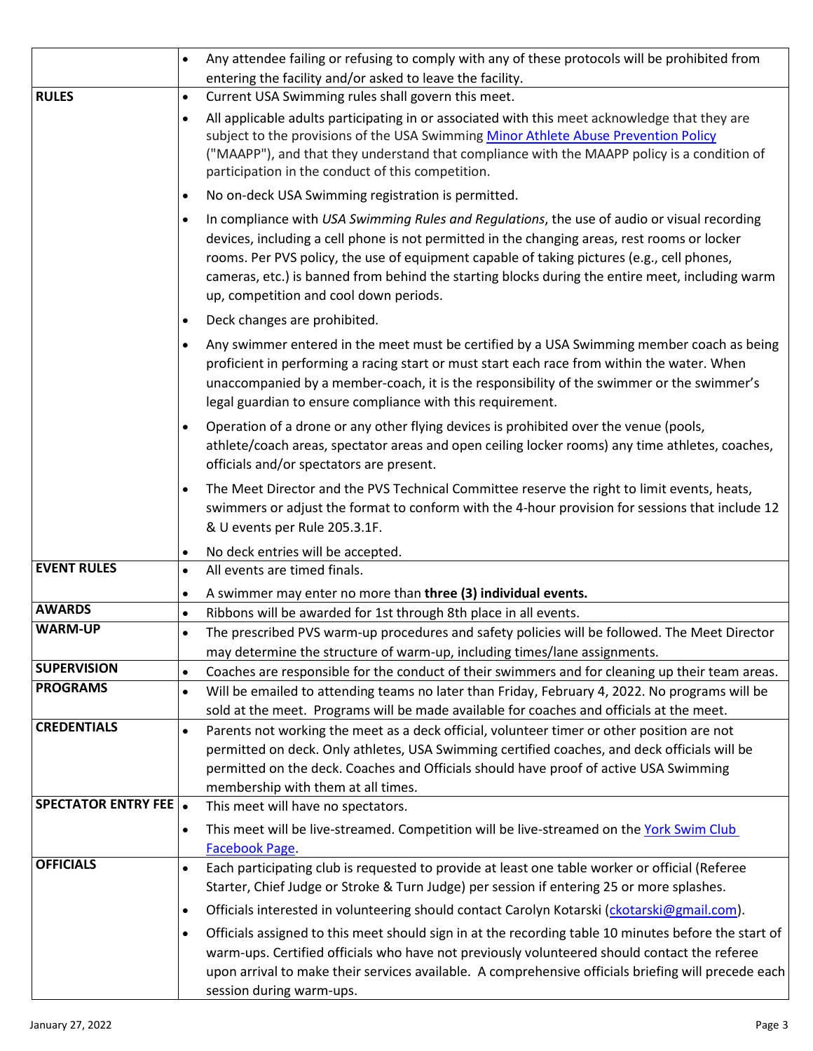| | |
|---|---|
| | • Any attendee failing or refusing to comply with any of these protocols will be prohibited from entering the facility and/or asked to leave the facility. |
| **RULES** | • Current USA Swimming rules shall govern this meet.<br>• All applicable adults participating in or associated with this meet acknowledge that they are subject to the provisions of the USA Swimming [Minor Athlete Abuse Prevention Policy]() ("MAAPP"), and that they understand that compliance with the MAAPP policy is a condition of participation in the conduct of this competition.<br>• No on-deck USA Swimming registration is permitted.<br>• In compliance with *USA Swimming Rules and Regulations*, the use of audio or visual recording devices, including a cell phone is not permitted in the changing areas, rest rooms or locker rooms. Per PVS policy, the use of equipment capable of taking pictures (e.g., cell phones, cameras, etc.) is banned from behind the starting blocks during the entire meet, including warm up, competition and cool down periods.<br>• Deck changes are prohibited.<br>• Any swimmer entered in the meet must be certified by a USA Swimming member coach as being proficient in performing a racing start or must start each race from within the water. When unaccompanied by a member-coach, it is the responsibility of the swimmer or the swimmer's legal guardian to ensure compliance with this requirement.<br>• Operation of a drone or any other flying devices is prohibited over the venue (pools, athlete/coach areas, spectator areas and open ceiling locker rooms) any time athletes, coaches, officials and/or spectators are present.<br>• The Meet Director and the PVS Technical Committee reserve the right to limit events, heats, swimmers or adjust the format to conform with the 4-hour provision for sessions that include 12 & U events per Rule 205.3.1F.<br>• No deck entries will be accepted. |
| **EVENT RULES** | • All events are timed finals.<br>• A swimmer may enter no more than **three (3) individual events.** |
| **AWARDS** | • Ribbons will be awarded for 1st through 8th place in all events. |
| **WARM-UP** | • The prescribed PVS warm-up procedures and safety policies will be followed. The Meet Director may determine the structure of warm-up, including times/lane assignments. |
| **SUPERVISION** | • Coaches are responsible for the conduct of their swimmers and for cleaning up their team areas. |
| **PROGRAMS** | • Will be emailed to attending teams no later than Friday, February 4, 2022. No programs will be sold at the meet. Programs will be made available for coaches and officials at the meet. |
| **CREDENTIALS** | • Parents not working the meet as a deck official, volunteer timer or other position are not permitted on deck. Only athletes, USA Swimming certified coaches, and deck officials will be permitted on the deck. Coaches and Officials should have proof of active USA Swimming membership with them at all times. |
| **SPECTATOR ENTRY FEE** | • This meet will have no spectators.<br>• This meet will be live-streamed. Competition will be live-streamed on the [York Swim Club Facebook Page](). |
| **OFFICIALS** | • Each participating club is requested to provide at least one table worker or official (Referee Starter, Chief Judge or Stroke & Turn Judge) per session if entering 25 or more splashes.<br>• Officials interested in volunteering should contact Carolyn Kotarski (ckotarski@gmail.com).<br>• Officials assigned to this meet should sign in at the recording table 10 minutes before the start of warm-ups. Certified officials who have not previously volunteered should contact the referee upon arrival to make their services available. A comprehensive officials briefing will precede each session during warm-ups. |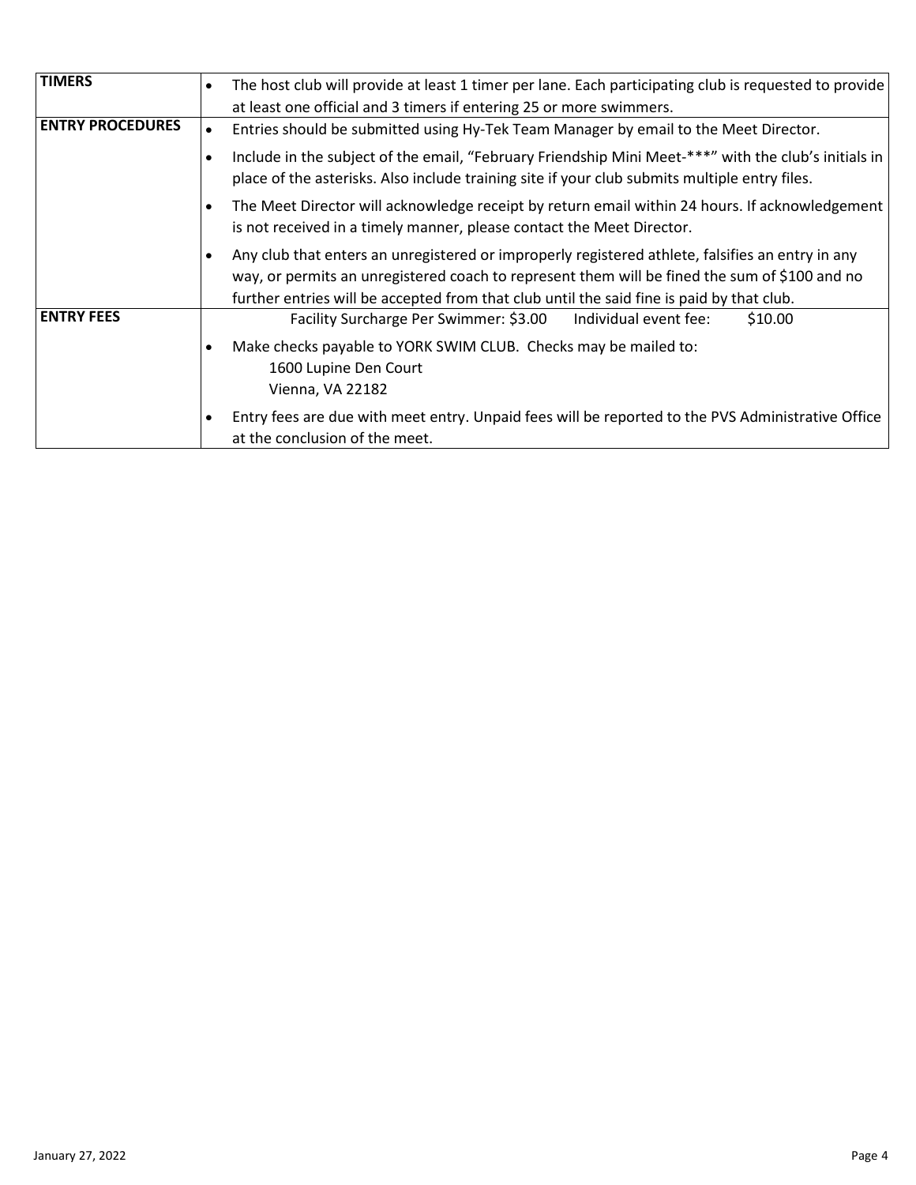| | |
|---|---|
| **TIMERS** | • The host club will provide at least 1 timer per lane. Each participating club is requested to provide at least one official and 3 timers if entering 25 or more swimmers. |
| **ENTRY PROCEDURES** | • Entries should be submitted using Hy-Tek Team Manager by email to the Meet Director.<br>• Include in the subject of the email, "February Friendship Mini Meet-***" with the club's initials in place of the asterisks. Also include training site if your club submits multiple entry files.<br>• The Meet Director will acknowledge receipt by return email within 24 hours. If acknowledgement is not received in a timely manner, please contact the Meet Director.<br>• Any club that enters an unregistered or improperly registered athlete, falsifies an entry in any way, or permits an unregistered coach to represent them will be fined the sum of $100 and no further entries will be accepted from that club until the said fine is paid by that club. |
| **ENTRY FEES** | Facility Surcharge Per Swimmer: $3.00 Individual event fee: $10.00<br>• Make checks payable to YORK SWIM CLUB. Checks may be mailed to:<br>1600 Lupine Den Court<br>Vienna, VA 22182<br>• Entry fees are due with meet entry. Unpaid fees will be reported to the PVS Administrative Office at the conclusion of the meet. |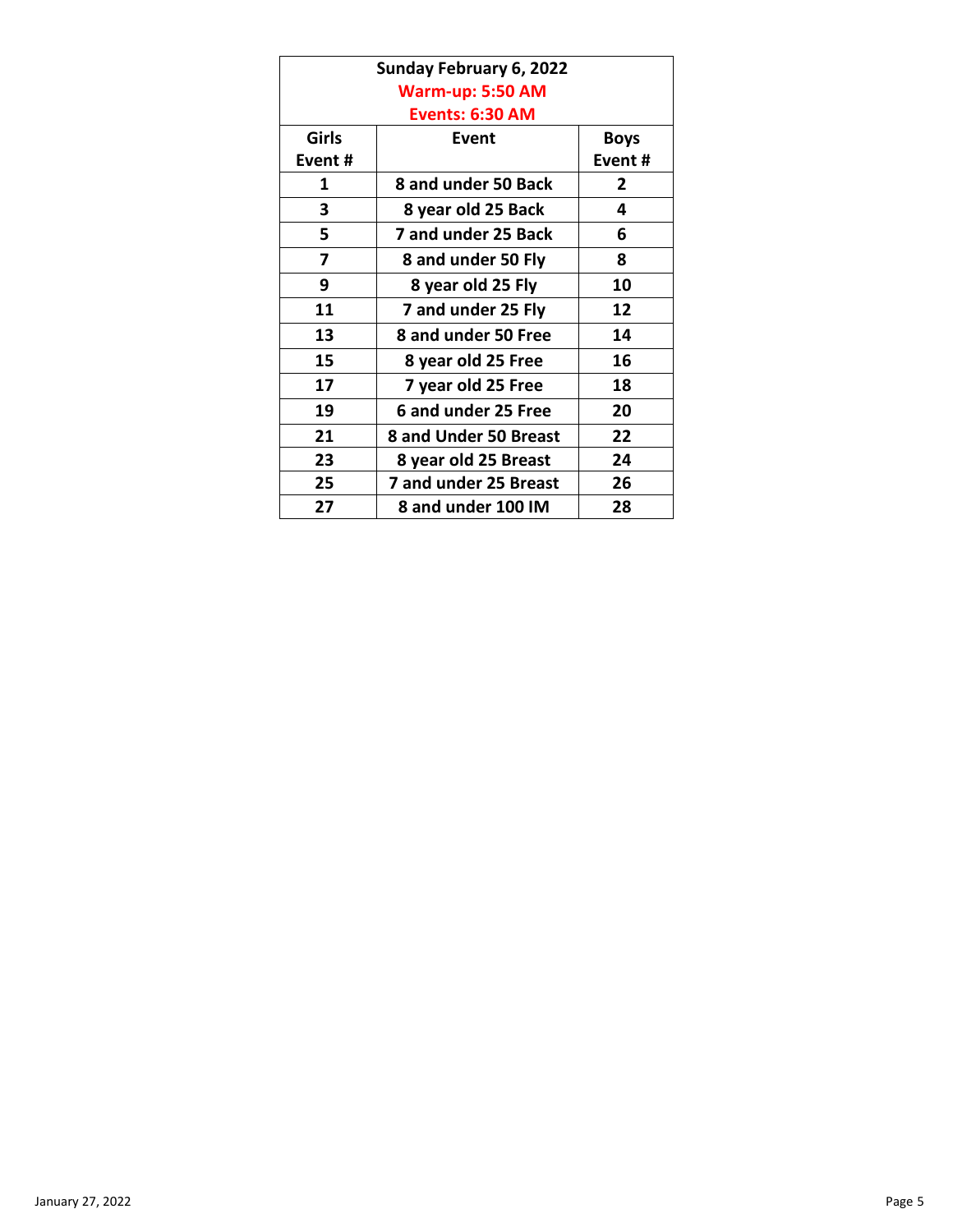| Sunday February 6, 2022<br>Warm-up: 5:50 AM<br>Events: 6:30 AM | | |
|---|---|---|
| Girls Event # | Event | Boys Event # |
| 1 | 8 and under 50 Back | 2 |
| 3 | 8 year old 25 Back | 4 |
| 5 | 7 and under 25 Back | 6 |
| 7 | 8 and under 50 Fly | 8 |
| 9 | 8 year old 25 Fly | 10 |
| 11 | 7 and under 25 Fly | 12 |
| 13 | 8 and under 50 Free | 14 |
| 15 | 8 year old 25 Free | 16 |
| 17 | 7 year old 25 Free | 18 |
| 19 | 6 and under 25 Free | 20 |
| 21 | 8 and Under 50 Breast | 22 |
| 23 | 8 year old 25 Breast | 24 |
| 25 | 7 and under 25 Breast | 26 |
| 27 | 8 and under 100 IM | 28 |

January 27, 2022